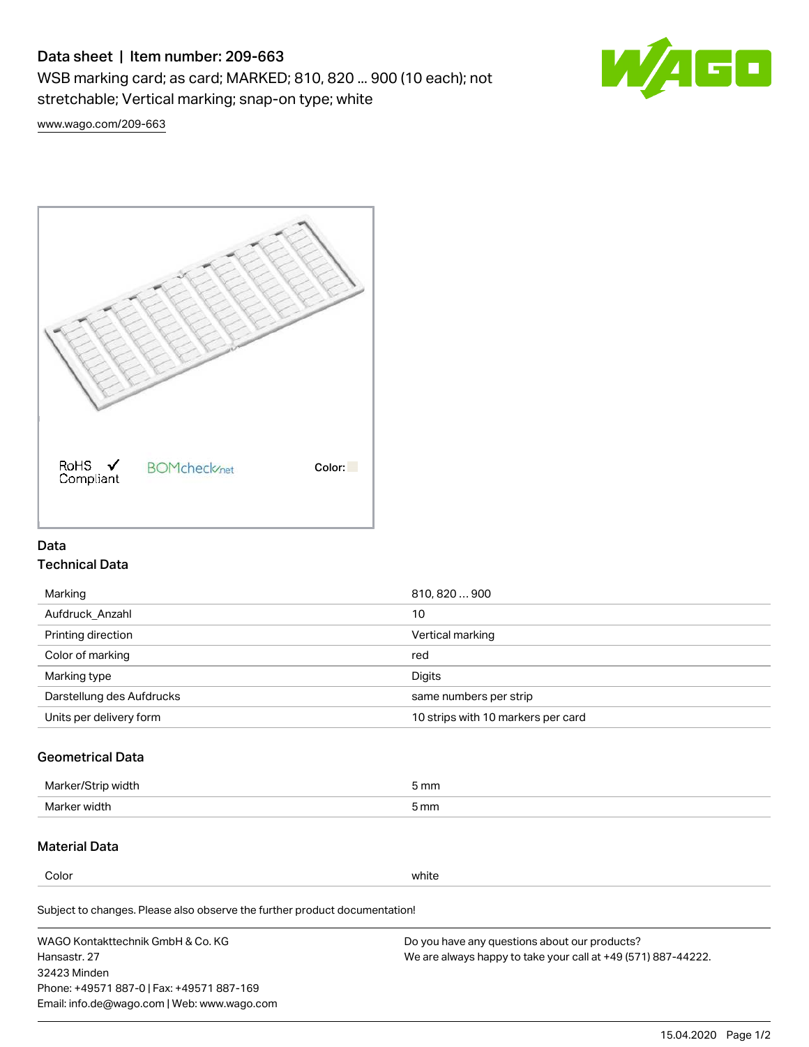# Data sheet | Item number: 209-663

WSB marking card; as card; MARKED; 810, 820 ... 900 (10 each); not stretchable; Vertical marking; snap-on type; white

www.wago.com/209-663

RoHS Compliant

BOMcheck.net

Color:

## Data

### Technical Data

| | |
|---|---|
| Marking | 810, 820 … 900 |
| Aufdruck_Anzahl | 10 |
| Printing direction | Vertical marking |
| Color of marking | red |
| Marking type | Digits |
| Darstellung des Aufdrucks | same numbers per strip |
| Units per delivery form | 10 strips with 10 markers per card |

### Geometrical Data

| | |
|---|---|
| Marker/Strip width | 5 mm |
| Marker width | 5 mm |

### Material Data

| | |
|---|---|
| Color | white |

Subject to changes. Please also observe the further product documentation!

WAGO Kontakttechnik GmbH & Co. KG
Hansastr. 27
32423 Minden
Phone: +49571 887-0 | Fax: +49571 887-169
Email: info.de@wago.com | Web: www.wago.com

Do you have any questions about our products?
We are always happy to take your call at +49 (571) 887-44222.

15.04.2020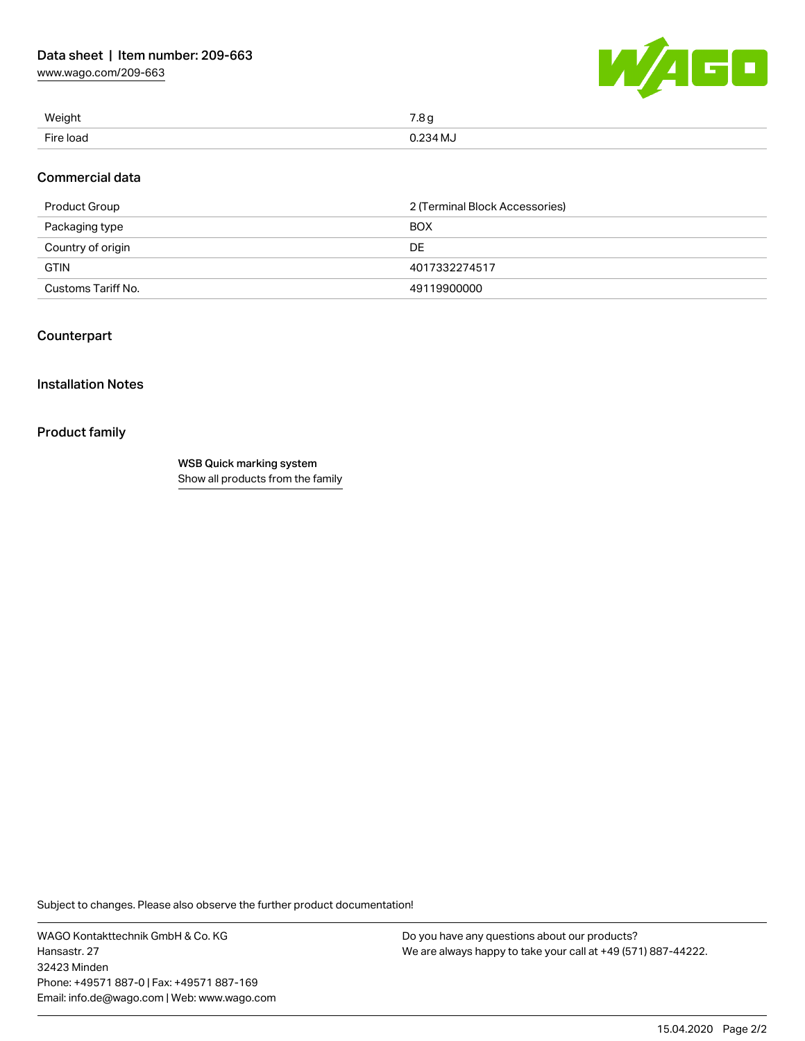| | |
|---|---|
| Weight | 7.8 g |
| Fire load | 0.234 MJ |

## Commercial data

| | |
|---|---|
| Product Group | 2 (Terminal Block Accessories) |
| Packaging type | BOX |
| Country of origin | DE |
| GTIN | 4017332274517 |
| Customs Tariff No. | 49119900000 |

## Counterpart

## Installation Notes

## Product family

**WSB Quick marking system**
Show all products from the family

Subject to changes. Please also observe the further product documentation!

WAGO Kontakttechnik GmbH & Co. KG
Hansastr. 27
32423 Minden
Phone: +49571 887-0 | Fax: +49571 887-169
Email: info.de@wago.com | Web: www.wago.com

Do you have any questions about our products?
We are always happy to take your call at +49 (571) 887-44222.

15.04.2020